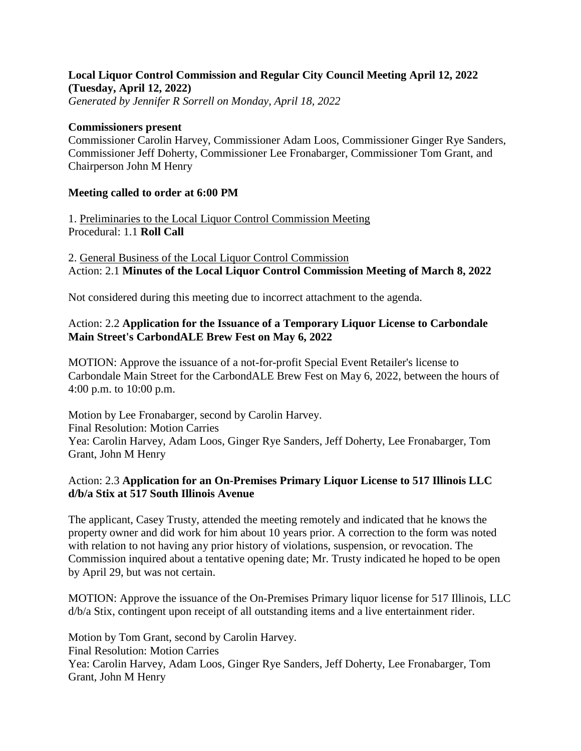**Local Liquor Control Commission and Regular City Council Meeting April 12, 2022 (Tuesday, April 12, 2022)**

*Generated by Jennifer R Sorrell on Monday, April 18, 2022*

**Commissioners present**

Commissioner Carolin Harvey, Commissioner Adam Loos, Commissioner Ginger Rye Sanders, Commissioner Jeff Doherty, Commissioner Lee Fronabarger, Commissioner Tom Grant, and Chairperson John M Henry

**Meeting called to order at 6:00 PM**

1. Preliminaries to the Local Liquor Control Commission Meeting

Procedural: 1.1 **Roll Call**

2. General Business of the Local Liquor Control Commission

Action: 2.1 **Minutes of the Local Liquor Control Commission Meeting of March 8, 2022**

Not considered during this meeting due to incorrect attachment to the agenda.

Action: 2.2 **Application for the Issuance of a Temporary Liquor License to Carbondale Main Street's CarbondALE Brew Fest on May 6, 2022**

MOTION: Approve the issuance of a not-for-profit Special Event Retailer's license to Carbondale Main Street for the CarbondALE Brew Fest on May 6, 2022, between the hours of 4:00 p.m. to 10:00 p.m.

Motion by Lee Fronabarger, second by Carolin Harvey.
Final Resolution: Motion Carries
Yea: Carolin Harvey, Adam Loos, Ginger Rye Sanders, Jeff Doherty, Lee Fronabarger, Tom Grant, John M Henry

Action: 2.3 **Application for an On-Premises Primary Liquor License to 517 Illinois LLC d/b/a Stix at 517 South Illinois Avenue**

The applicant, Casey Trusty, attended the meeting remotely and indicated that he knows the property owner and did work for him about 10 years prior. A correction to the form was noted with relation to not having any prior history of violations, suspension, or revocation. The Commission inquired about a tentative opening date; Mr. Trusty indicated he hoped to be open by April 29, but was not certain.

MOTION: Approve the issuance of the On-Premises Primary liquor license for 517 Illinois, LLC d/b/a Stix, contingent upon receipt of all outstanding items and a live entertainment rider.

Motion by Tom Grant, second by Carolin Harvey.
Final Resolution: Motion Carries
Yea: Carolin Harvey, Adam Loos, Ginger Rye Sanders, Jeff Doherty, Lee Fronabarger, Tom Grant, John M Henry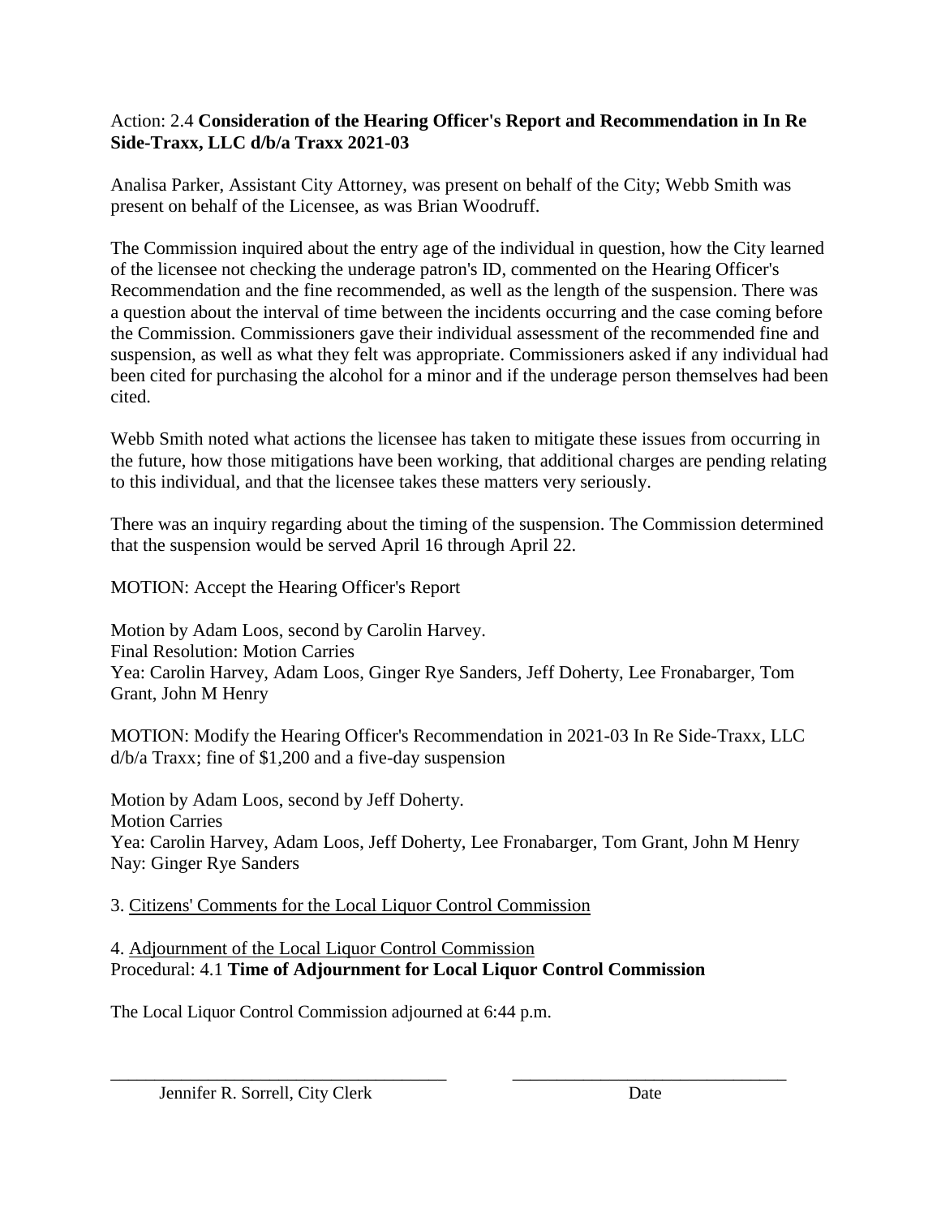Action: 2.4 **Consideration of the Hearing Officer's Report and Recommendation in In Re Side-Traxx, LLC d/b/a Traxx 2021-03**

Analisa Parker, Assistant City Attorney, was present on behalf of the City; Webb Smith was present on behalf of the Licensee, as was Brian Woodruff.

The Commission inquired about the entry age of the individual in question, how the City learned of the licensee not checking the underage patron's ID, commented on the Hearing Officer's Recommendation and the fine recommended, as well as the length of the suspension. There was a question about the interval of time between the incidents occurring and the case coming before the Commission. Commissioners gave their individual assessment of the recommended fine and suspension, as well as what they felt was appropriate. Commissioners asked if any individual had been cited for purchasing the alcohol for a minor and if the underage person themselves had been cited.

Webb Smith noted what actions the licensee has taken to mitigate these issues from occurring in the future, how those mitigations have been working, that additional charges are pending relating to this individual, and that the licensee takes these matters very seriously.

There was an inquiry regarding about the timing of the suspension. The Commission determined that the suspension would be served April 16 through April 22.

MOTION: Accept the Hearing Officer's Report

Motion by Adam Loos, second by Carolin Harvey.
Final Resolution: Motion Carries
Yea: Carolin Harvey, Adam Loos, Ginger Rye Sanders, Jeff Doherty, Lee Fronabarger, Tom Grant, John M Henry

MOTION: Modify the Hearing Officer's Recommendation in 2021-03 In Re Side-Traxx, LLC d/b/a Traxx; fine of $1,200 and a five-day suspension

Motion by Adam Loos, second by Jeff Doherty.
Motion Carries
Yea: Carolin Harvey, Adam Loos, Jeff Doherty, Lee Fronabarger, Tom Grant, John M Henry
Nay: Ginger Rye Sanders

3. Citizens' Comments for the Local Liquor Control Commission

4. Adjournment of the Local Liquor Control Commission
Procedural: 4.1 **Time of Adjournment for Local Liquor Control Commission**

The Local Liquor Control Commission adjourned at 6:44 p.m.

_______________________________________ _______________________________

Jennifer R. Sorrell, City Clerk Date